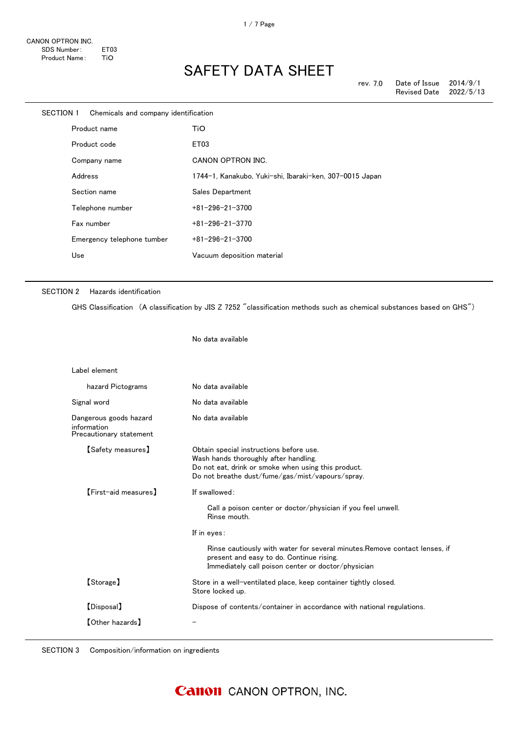CANON OPTRON INC.
SDS Number: ET03
Product Name: TiO

# SAFETY DATA SHEET

rev. 7.0 Date of Issue 2014/9/1
Revised Date 2022/5/13

## SECTION 1 Chemicals and company identification

| | |
|---|---|
| Product name | TiO |
| Product code | ET03 |
| Company name | CANON OPTRON INC. |
| Address | 1744-1, Kanakubo, Yuki-shi, Ibaraki-ken, 307-0015 Japan |
| Section name | Sales Department |
| Telephone number | +81-296-21-3700 |
| Fax number | +81-296-21-3770 |
| Emergency telephone tumber | +81-296-21-3700 |
| Use | Vacuum deposition material |

## SECTION 2 Hazards identification

GHS Classification (A classification by JIS Z 7252 "classification methods such as chemical substances based on GHS")

No data available

Label element

| | |
|---|---|
| hazard Pictograms | No data available |
| Signal word | No data available |
| Dangerous goods hazard information | No data available |

Precautionary statement

【Safety measures】
Obtain special instructions before use.
Wash hands thoroughly after handling.
Do not eat, drink or smoke when using this product.
Do not breathe dust/fume/gas/mist/vapours/spray.

【First-aid measures】
If swallowed:

Call a poison center or doctor/physician if you feel unwell.
Rinse mouth.

If in eyes:

Rinse cautiously with water for several minutes.Remove contact lenses, if present and easy to do. Continue rising.
Immediately call poison center or doctor/physician

【Storage】
Store in a well-ventilated place, keep container tightly closed.
Store locked up.

【Disposal】
Dispose of contents/container in accordance with national regulations.

【Other hazards】
－

## SECTION 3 Composition/information on ingredients

Canon CANON OPTRON, INC.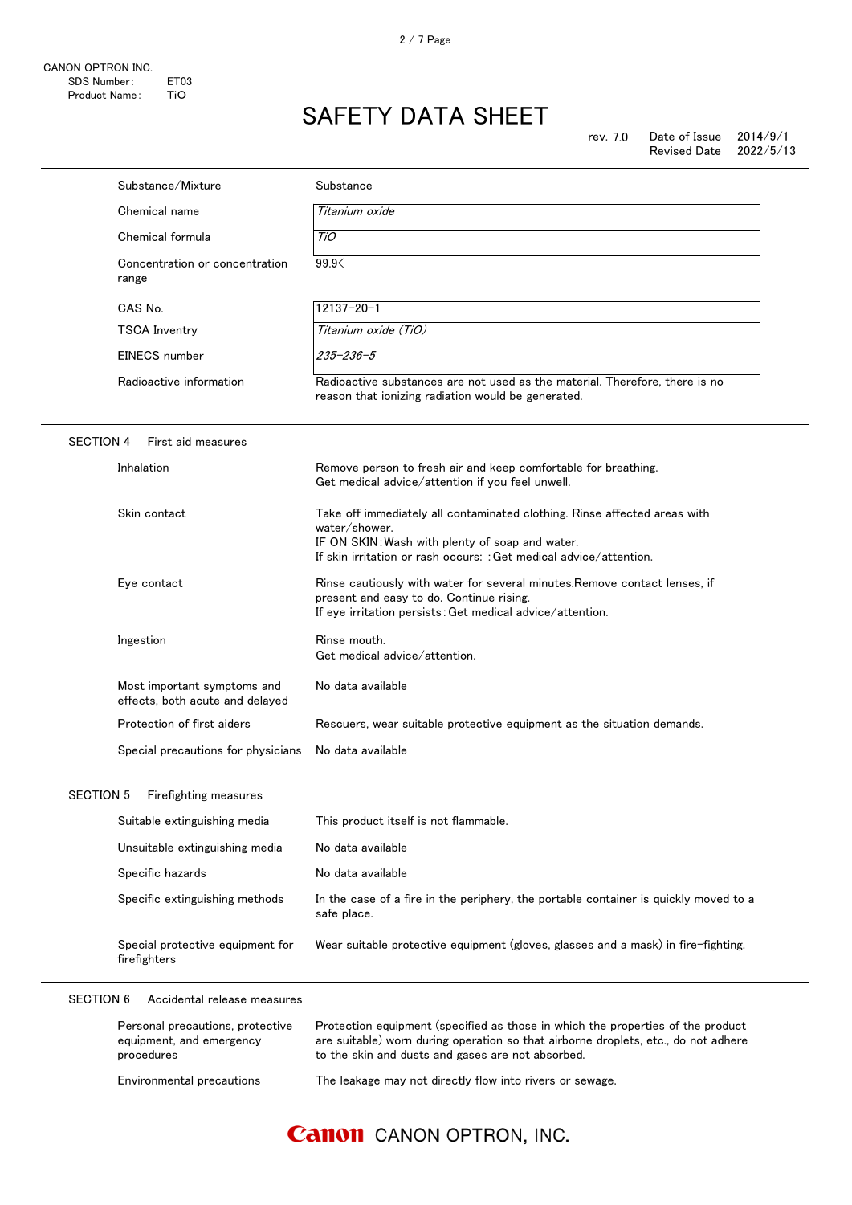CANON OPTRON INC.
SDS Number: ET03
Product Name: TiO

# SAFETY DATA SHEET

rev. 7.0 Date of Issue 2014/9/1
Revised Date 2022/5/13

| | |
|---|---|
| Substance/Mixture | Substance |
| Chemical name | *Titanium oxide* |
| Chemical formula | *TiO* |
| Concentration or concentration range | 99.9< |
| CAS No. | 12137-20-1 |
| TSCA Inventry | *Titanium oxide (TiO)* |
| EINECS number | *235-236-5* |
| Radioactive information | Radioactive substances are not used as the material. Therefore, there is no reason that ionizing radiation would be generated. |

## SECTION 4 First aid measures

| | |
|---|---|
| Inhalation | Remove person to fresh air and keep comfortable for breathing.<br>Get medical advice/attention if you feel unwell. |
| Skin contact | Take off immediately all contaminated clothing. Rinse affected areas with water/shower.<br>IF ON SKIN:Wash with plenty of soap and water.<br>If skin irritation or rash occurs: :Get medical advice/attention. |
| Eye contact | Rinse cautiously with water for several minutes.Remove contact lenses, if present and easy to do. Continue rising.<br>If eye irritation persists:Get medical advice/attention. |
| Ingestion | Rinse mouth.<br>Get medical advice/attention. |
| Most important symptoms and effects, both acute and delayed | No data available |
| Protection of first aiders | Rescuers, wear suitable protective equipment as the situation demands. |
| Special precautions for physicians | No data available |

## SECTION 5 Firefighting measures

| | |
|---|---|
| Suitable extinguishing media | This product itself is not flammable. |
| Unsuitable extinguishing media | No data available |
| Specific hazards | No data available |
| Specific extinguishing methods | In the case of a fire in the periphery, the portable container is quickly moved to a safe place. |
| Special protective equipment for firefighters | Wear suitable protective equipment (gloves, glasses and a mask) in fire-fighting. |

## SECTION 6 Accidental release measures

| | |
|---|---|
| Personal precautions, protective equipment, and emergency procedures | Protection equipment (specified as those in which the properties of the product are suitable) worn during operation so that airborne droplets, etc., do not adhere to the skin and dusts and gases are not absorbed. |
| Environmental precautions | The leakage may not directly flow into rivers or sewage. |

Canon CANON OPTRON, INC.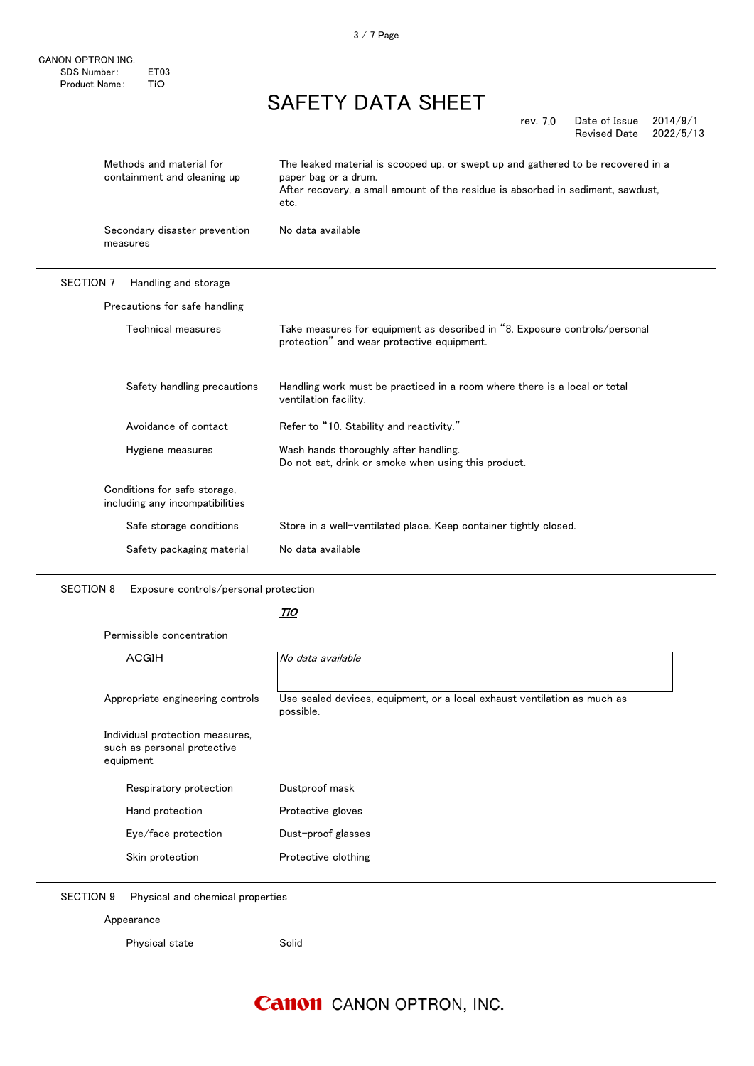CANON OPTRON INC.
SDS Number: ET03
Product Name: TiO

# SAFETY DATA SHEET

rev. 7.0 Date of Issue 2014/9/1
Revised Date 2022/5/13

| | |
|---|---|
| Methods and material for containment and cleaning up | The leaked material is scooped up, or swept up and gathered to be recovered in a paper bag or a drum.<br>After recovery, a small amount of the residue is absorbed in sediment, sawdust, etc. |
| Secondary disaster prevention measures | No data available |

## SECTION 7 Handling and storage

**Precautions for safe handling**

| | |
|---|---|
| Technical measures | Take measures for equipment as described in "8. Exposure controls/personal protection" and wear protective equipment. |
| Safety handling precautions | Handling work must be practiced in a room where there is a local or total ventilation facility. |
| Avoidance of contact | Refer to "10. Stability and reactivity." |
| Hygiene measures | Wash hands thoroughly after handling.<br>Do not eat, drink or smoke when using this product. |

**Conditions for safe storage, including any incompatibilities**

| | |
|---|---|
| Safe storage conditions | Store in a well-ventilated place. Keep container tightly closed. |
| Safety packaging material | No data available |

## SECTION 8 Exposure controls/personal protection

***TiO***

**Permissible concentration**

| | |
|---|---|
| ACGIH | *No data available* |
| Appropriate engineering controls | Use sealed devices, equipment, or a local exhaust ventilation as much as possible. |

**Individual protection measures, such as personal protective equipment**

| | |
|---|---|
| Respiratory protection | Dustproof mask |
| Hand protection | Protective gloves |
| Eye/face protection | Dust-proof glasses |
| Skin protection | Protective clothing |

## SECTION 9 Physical and chemical properties

**Appearance**

| | |
|---|---|
| Physical state | Solid |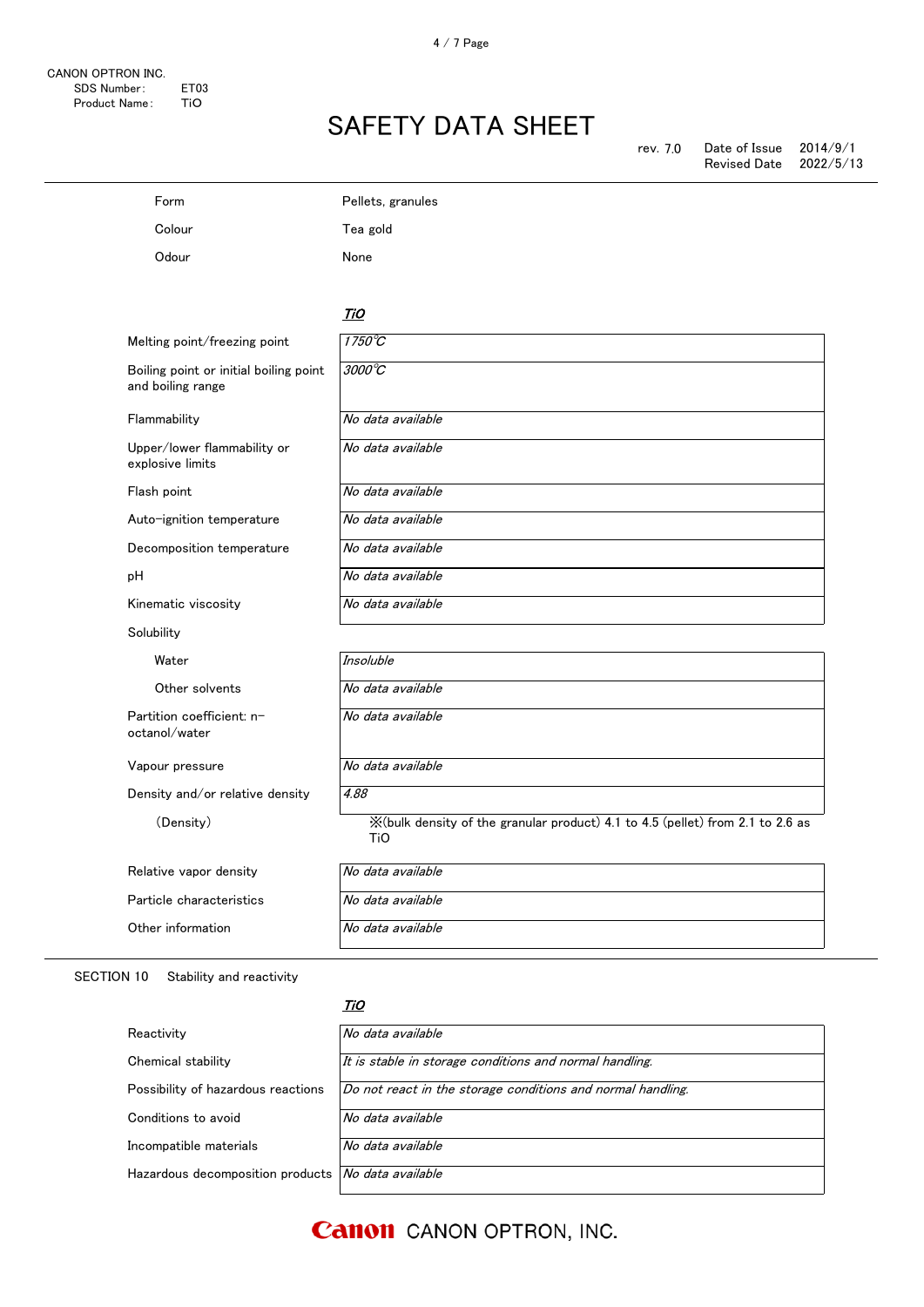| | |
|---|---|
| Form | Pellets, granules |
| Colour | Tea gold |
| Odour | None |

| | *TiO* |
|---|---|
| Melting point/freezing point | *1750℃* |
| Boiling point or initial boiling point and boiling range | *3000℃* |
| Flammability | *No data available* |
| Upper/lower flammability or explosive limits | *No data available* |
| Flash point | *No data available* |
| Auto-ignition temperature | *No data available* |
| Decomposition temperature | *No data available* |
| pH | *No data available* |
| Kinematic viscosity | *No data available* |
| Solubility | |
| Water | *Insoluble* |
| Other solvents | *No data available* |
| Partition coefficient: n-octanol/water | *No data available* |
| Vapour pressure | *No data available* |
| Density and/or relative density | *4.88* |
| (Density) | ※(bulk density of the granular product) 4.1 to 4.5 (pellet) from 2.1 to 2.6 as TiO |
| Relative vapor density | *No data available* |
| Particle characteristics | *No data available* |
| Other information | *No data available* |

## SECTION 10 Stability and reactivity

| | *TiO* |
|---|---|
| Reactivity | *No data available* |
| Chemical stability | *It is stable in storage conditions and normal handling.* |
| Possibility of hazardous reactions | *Do not react in the storage conditions and normal handling.* |
| Conditions to avoid | *No data available* |
| Incompatible materials | *No data available* |
| Hazardous decomposition products | *No data available* |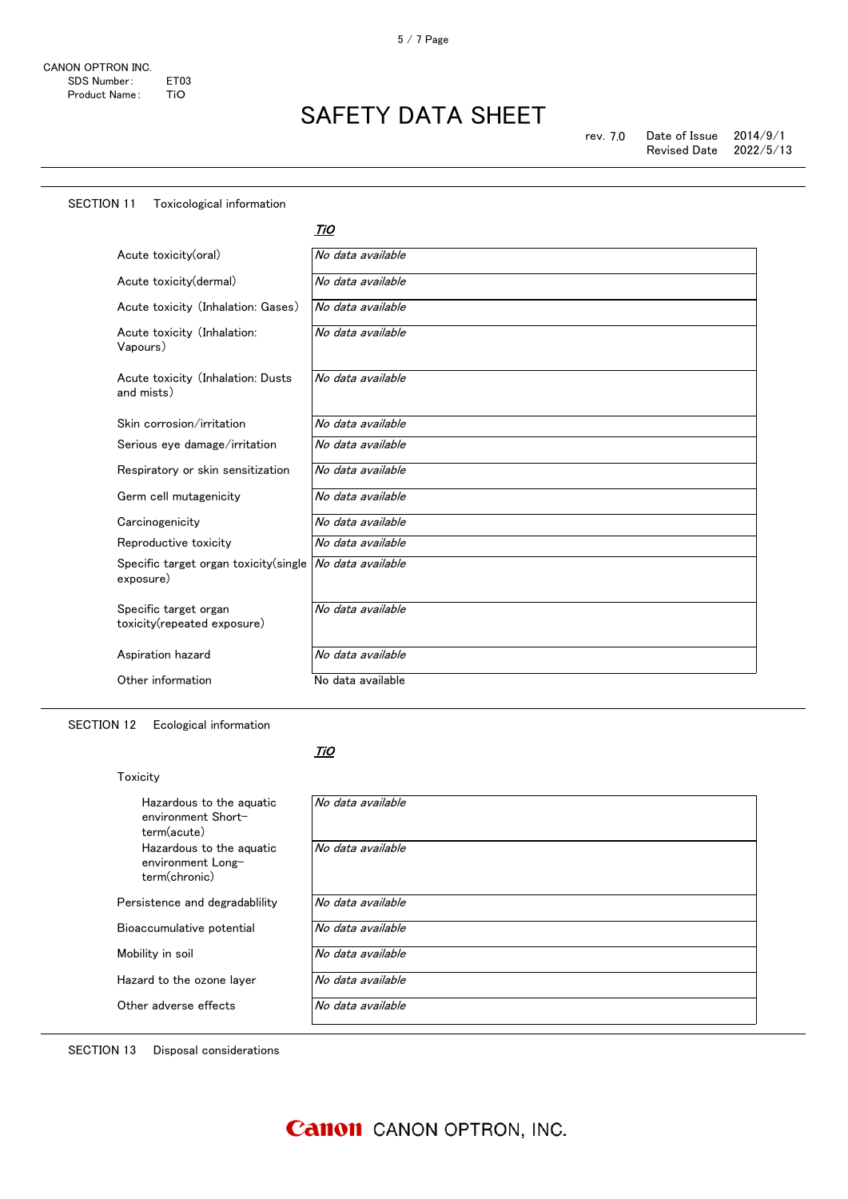## SECTION 11 Toxicological information

| | *TiO* |
|---|---|
| Acute toxicity(oral) | *No data available* |
| Acute toxicity(dermal) | *No data available* |
| Acute toxicity (Inhalation: Gases) | *No data available* |
| Acute toxicity (Inhalation: Vapours) | *No data available* |
| Acute toxicity (Inhalation: Dusts and mists) | *No data available* |
| Skin corrosion/irritation | *No data available* |
| Serious eye damage/irritation | *No data available* |
| Respiratory or skin sensitization | *No data available* |
| Germ cell mutagenicity | *No data available* |
| Carcinogenicity | *No data available* |
| Reproductive toxicity | *No data available* |
| Specific target organ toxicity(single exposure) | *No data available* |
| Specific target organ toxicity(repeated exposure) | *No data available* |
| Aspiration hazard | *No data available* |
| Other information | No data available |

## SECTION 12 Ecological information

| | *TiO* |
|---|---|
| Toxicity | |
| Hazardous to the aquatic environment Short-term(acute) | *No data available* |
| Hazardous to the aquatic environment Long-term(chronic) | *No data available* |
| Persistence and degradablility | *No data available* |
| Bioaccumulative potential | *No data available* |
| Mobility in soil | *No data available* |
| Hazard to the ozone layer | *No data available* |
| Other adverse effects | *No data available* |

## SECTION 13 Disposal considerations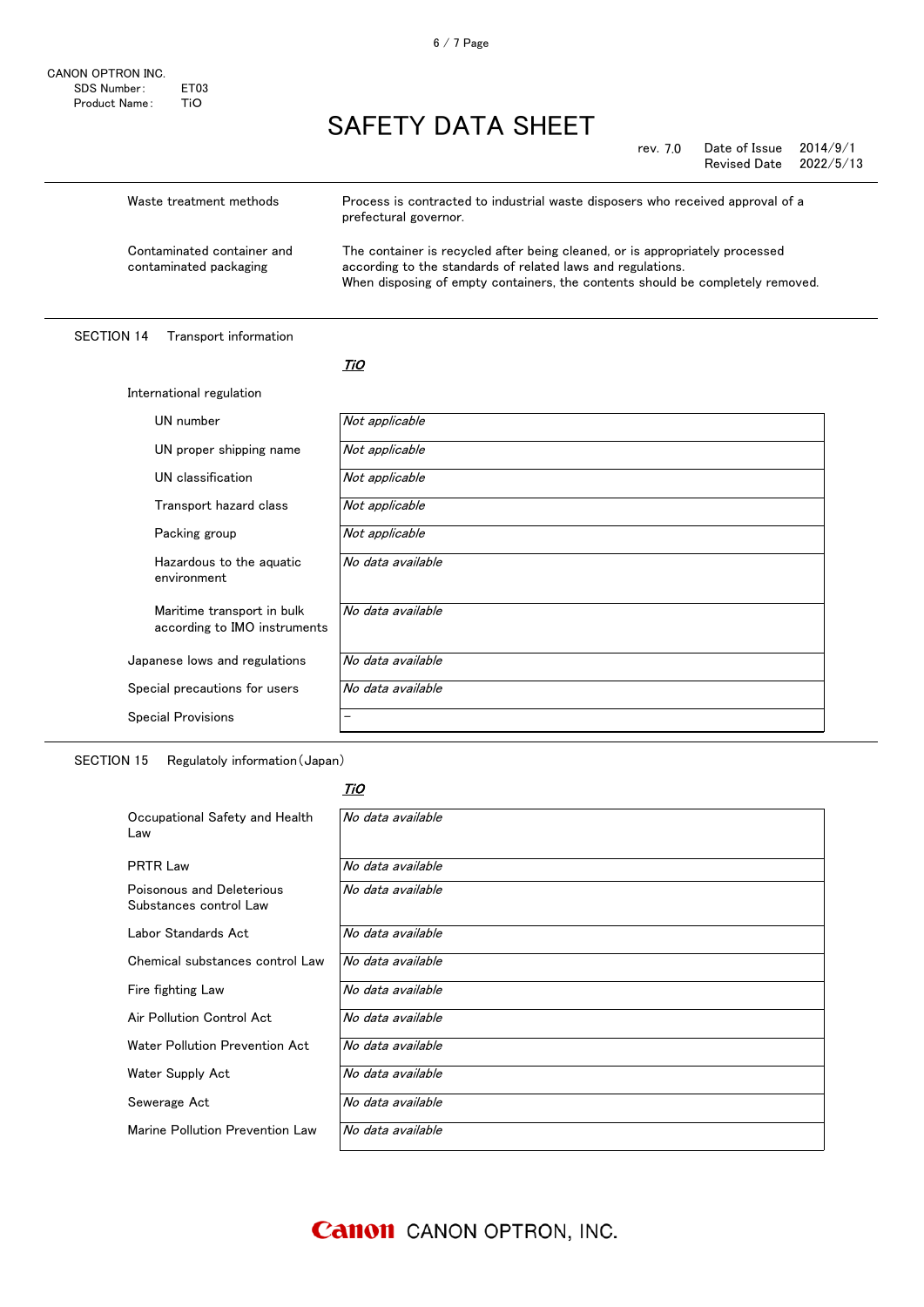| | |
|---|---|
| Waste treatment methods | Process is contracted to industrial waste disposers who received approval of a prefectural governor. |
| Contaminated container and contaminated packaging | The container is recycled after being cleaned, or is appropriately processed according to the standards of related laws and regulations. When disposing of empty containers, the contents should be completely removed. |

## SECTION 14 Transport information

***TiO***

International regulation

| | |
|---|---|
| UN number | *Not applicable* |
| UN proper shipping name | *Not applicable* |
| UN classification | *Not applicable* |
| Transport hazard class | *Not applicable* |
| Packing group | *Not applicable* |
| Hazardous to the aquatic environment | *No data available* |
| Maritime transport in bulk according to IMO instruments | *No data available* |
| Japanese lows and regulations | *No data available* |
| Special precautions for users | *No data available* |
| Special Provisions | － |

## SECTION 15 Regulatoly information（Japan）

***TiO***

| | |
|---|---|
| Occupational Safety and Health Law | *No data available* |
| PRTR Law | *No data available* |
| Poisonous and Deleterious Substances control Law | *No data available* |
| Labor Standards Act | *No data available* |
| Chemical substances control Law | *No data available* |
| Fire fighting Law | *No data available* |
| Air Pollution Control Act | *No data available* |
| Water Pollution Prevention Act | *No data available* |
| Water Supply Act | *No data available* |
| Sewerage Act | *No data available* |
| Marine Pollution Prevention Law | *No data available* |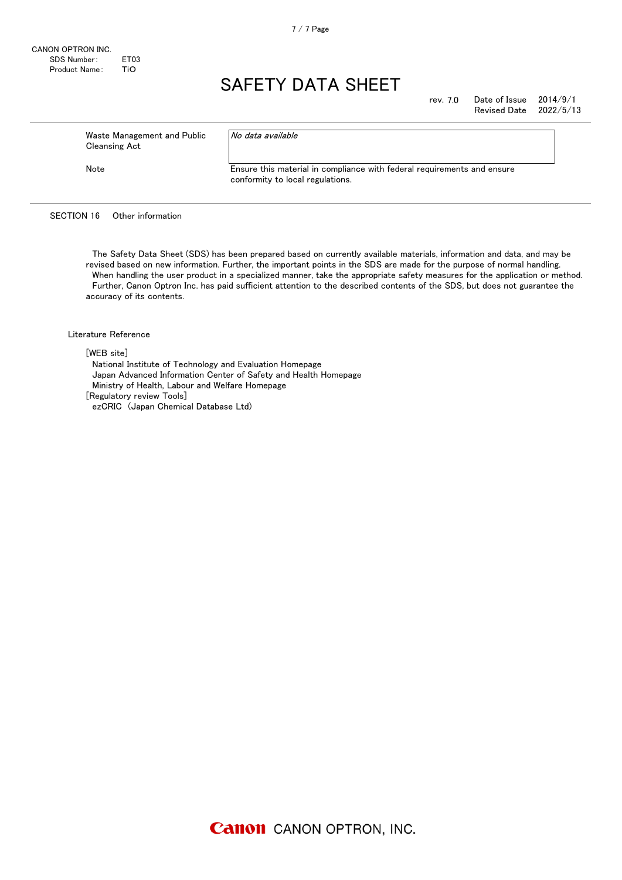| | |
|---|---|
| Waste Management and Public Cleansing Act | *No data available* |
| Note | Ensure this material in compliance with federal requirements and ensure conformity to local regulations. |

## SECTION 16 Other information

The Safety Data Sheet (SDS) has been prepared based on currently available materials, information and data, and may be revised based on new information. Further, the important points in the SDS are made for the purpose of normal handling.
When handling the user product in a specialized manner, take the appropriate safety measures for the application or method.
Further, Canon Optron Inc. has paid sufficient attention to the described contents of the SDS, but does not guarantee the accuracy of its contents.

### Literature Reference

[WEB site]
National Institute of Technology and Evaluation Homepage
Japan Advanced Information Center of Safety and Health Homepage
Ministry of Health, Labour and Welfare Homepage
[Regulatory review Tools]
ezCRIC（Japan Chemical Database Ltd）